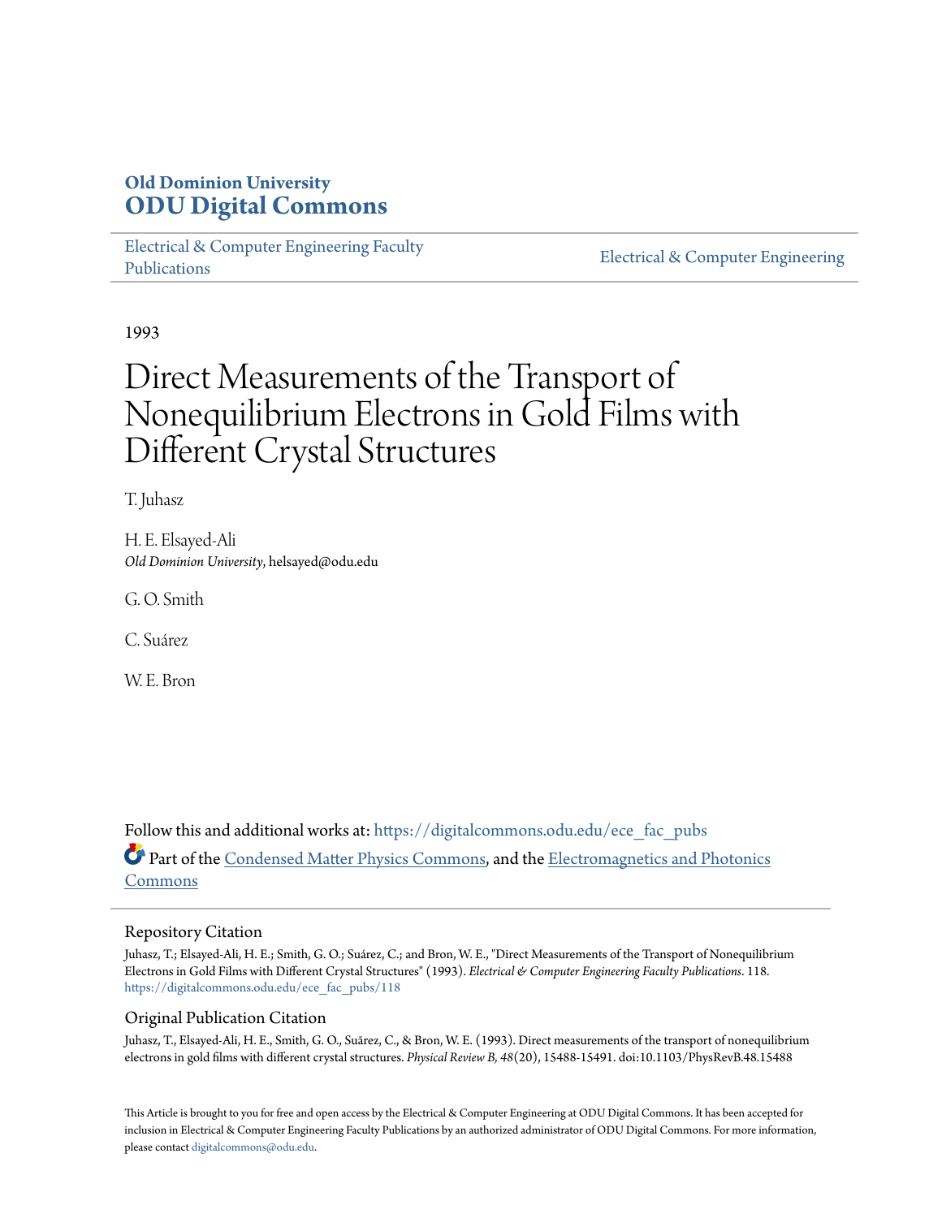**Old Dominion University**
**ODU Digital Commons**

Electrical & Computer Engineering Faculty Publications

Electrical & Computer Engineering

1993

# Direct Measurements of the Transport of Nonequilibrium Electrons in Gold Films with Different Crystal Structures

T. Juhasz

H. E. Elsayed-Ali
*Old Dominion University*, helsayed@odu.edu

G. O. Smith

C. Suárez

W. E. Bron

Follow this and additional works at: https://digitalcommons.odu.edu/ece_fac_pubs

Part of the Condensed Matter Physics Commons, and the Electromagnetics and Photonics Commons

## Repository Citation

Juhasz, T.; Elsayed-Ali, H. E.; Smith, G. O.; Suárez, C.; and Bron, W. E., "Direct Measurements of the Transport of Nonequilibrium Electrons in Gold Films with Different Crystal Structures" (1993). *Electrical & Computer Engineering Faculty Publications*. 118.
https://digitalcommons.odu.edu/ece_fac_pubs/118

## Original Publication Citation

Juhasz, T., Elsayed-Ali, H. E., Smith, G. O., Suárez, C., & Bron, W. E. (1993). Direct measurements of the transport of nonequilibrium electrons in gold films with different crystal structures. *Physical Review B, 48*(20), 15488-15491. doi:10.1103/PhysRevB.48.15488

This Article is brought to you for free and open access by the Electrical & Computer Engineering at ODU Digital Commons. It has been accepted for inclusion in Electrical & Computer Engineering Faculty Publications by an authorized administrator of ODU Digital Commons. For more information, please contact digitalcommons@odu.edu.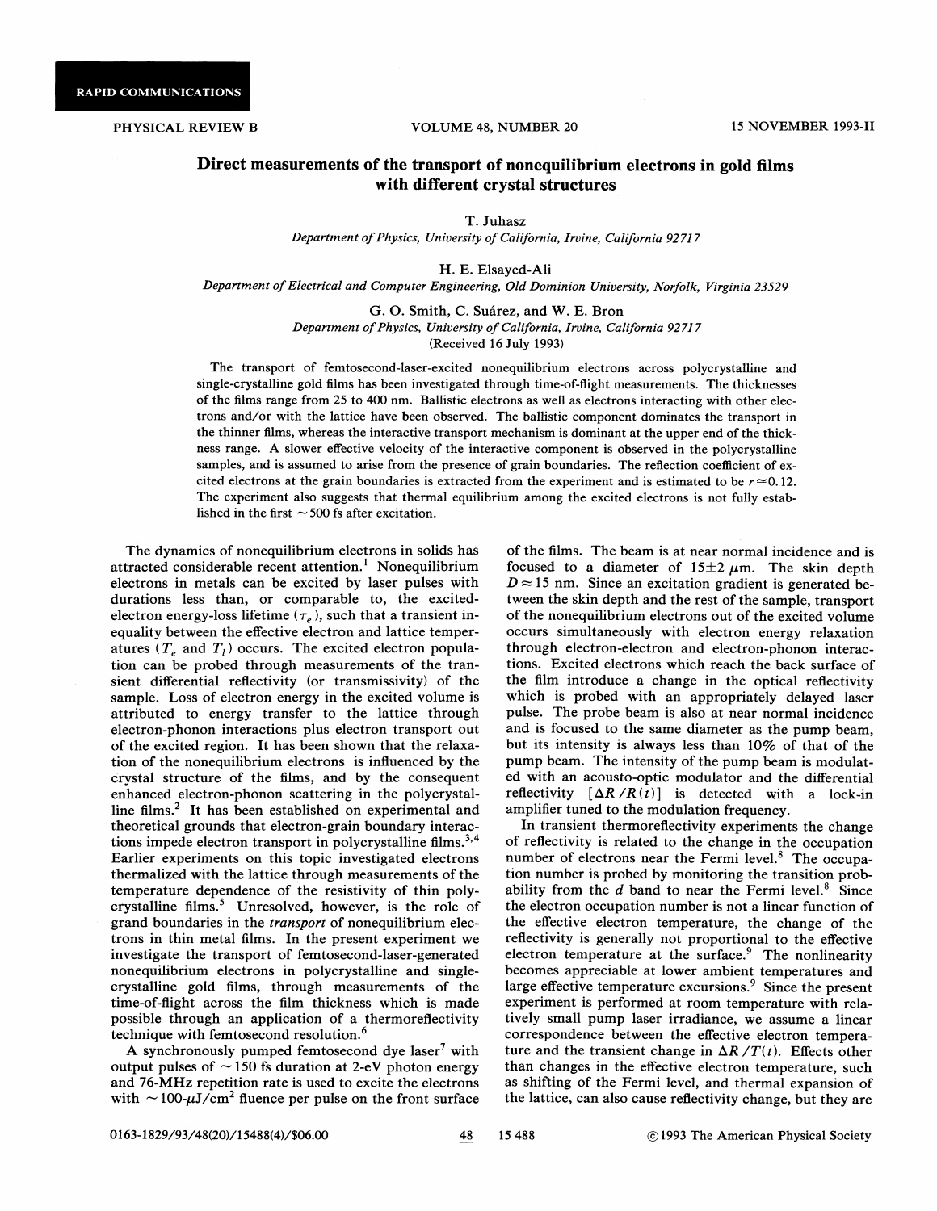RAPID COMMUNICATIONS

# Direct measurements of the transport of nonequilibrium electrons in gold films with different crystal structures

T. Juhasz

*Department of Physics, University of California, Irvine, California 92717*

H. E. Elsayed-Ali

*Department of Electrical and Computer Engineering, Old Dominion University, Norfolk, Virginia 23529*

G. O. Smith, C. Suárez, and W. E. Bron

*Department of Physics, University of California, Irvine, California 92717*

(Received 16 July 1993)

The transport of femtosecond-laser-excited nonequilibrium electrons across polycrystalline and single-crystalline gold films has been investigated through time-of-flight measurements. The thicknesses of the films range from 25 to 400 nm. Ballistic electrons as well as electrons interacting with other electrons and/or with the lattice have been observed. The ballistic component dominates the transport in the thinner films, whereas the interactive transport mechanism is dominant at the upper end of the thickness range. A slower effective velocity of the interactive component is observed in the polycrystalline samples, and is assumed to arise from the presence of grain boundaries. The reflection coefficient of excited electrons at the grain boundaries is extracted from the experiment and is estimated to be $r \cong 0.12$. The experiment also suggests that thermal equilibrium among the excited electrons is not fully established in the first ~500 fs after excitation.

The dynamics of nonequilibrium electrons in solids has attracted considerable recent attention.[1] Nonequilibrium electrons in metals can be excited by laser pulses with durations less than, or comparable to, the excited-electron energy-loss lifetime ($\tau_e$), such that a transient inequality between the effective electron and lattice temperatures ($T_e$ and $T_l$) occurs. The excited electron population can be probed through measurements of the transient differential reflectivity (or transmissivity) of the sample. Loss of electron energy in the excited volume is attributed to energy transfer to the lattice through electron-phonon interactions plus electron transport out of the excited region. It has been shown that the relaxation of the nonequilibrium electrons is influenced by the crystal structure of the films, and by the consequent enhanced electron-phonon scattering in the polycrystalline films.[2] It has been established on experimental and theoretical grounds that electron-grain boundary interactions impede electron transport in polycrystalline films.[3,4] Earlier experiments on this topic investigated electrons thermalized with the lattice through measurements of the temperature dependence of the resistivity of thin polycrystalline films.[5] Unresolved, however, is the role of grand boundaries in the *transport* of nonequilibrium electrons in thin metal films. In the present experiment we investigate the transport of femtosecond-laser-generated nonequilibrium electrons in polycrystalline and single-crystalline gold films, through measurements of the time-of-flight across the film thickness which is made possible through an application of a thermoreflectivity technique with femtosecond resolution.[6]

A synchronously pumped femtosecond dye laser[7] with output pulses of ~150 fs duration at 2-eV photon energy and 76-MHz repetition rate is used to excite the electrons with ~100-$\mu$J/cm$^2$ fluence per pulse on the front surface of the films. The beam is at near normal incidence and is focused to a diameter of $15 \pm 2$ $\mu$m. The skin depth $D \approx 15$ nm. Since an excitation gradient is generated between the skin depth and the rest of the sample, transport of the nonequilibrium electrons out of the excited volume occurs simultaneously with electron energy relaxation through electron-electron and electron-phonon interactions. Excited electrons which reach the back surface of the film introduce a change in the optical reflectivity which is probed with an appropriately delayed laser pulse. The probe beam is also at near normal incidence and is focused to the same diameter as the pump beam, but its intensity is always less than 10% of that of the pump beam. The intensity of the pump beam is modulated with an acousto-optic modulator and the differential reflectivity $[\Delta R / R(t)]$ is detected with a lock-in amplifier tuned to the modulation frequency.

In transient thermoreflectivity experiments the change of reflectivity is related to the change in the occupation number of electrons near the Fermi level.[8] The occupation number is probed by monitoring the transition probability from the $d$ band to near the Fermi level.[8] Since the electron occupation number is not a linear function of the effective electron temperature, the change of the reflectivity is generally not proportional to the effective electron temperature at the surface.[9] The nonlinearity becomes appreciable at lower ambient temperatures and large effective temperature excursions.[9] Since the present experiment is performed at room temperature with relatively small pump laser irradiance, we assume a linear correspondence between the effective electron temperature and the transient change in $\Delta R / T(t)$. Effects other than changes in the effective electron temperature, such as shifting of the Fermi level, and thermal expansion of the lattice, can also cause reflectivity change, but they are

0163-1829/93/48(20)/15488(4)/$06.00 ©1993 The American Physical Society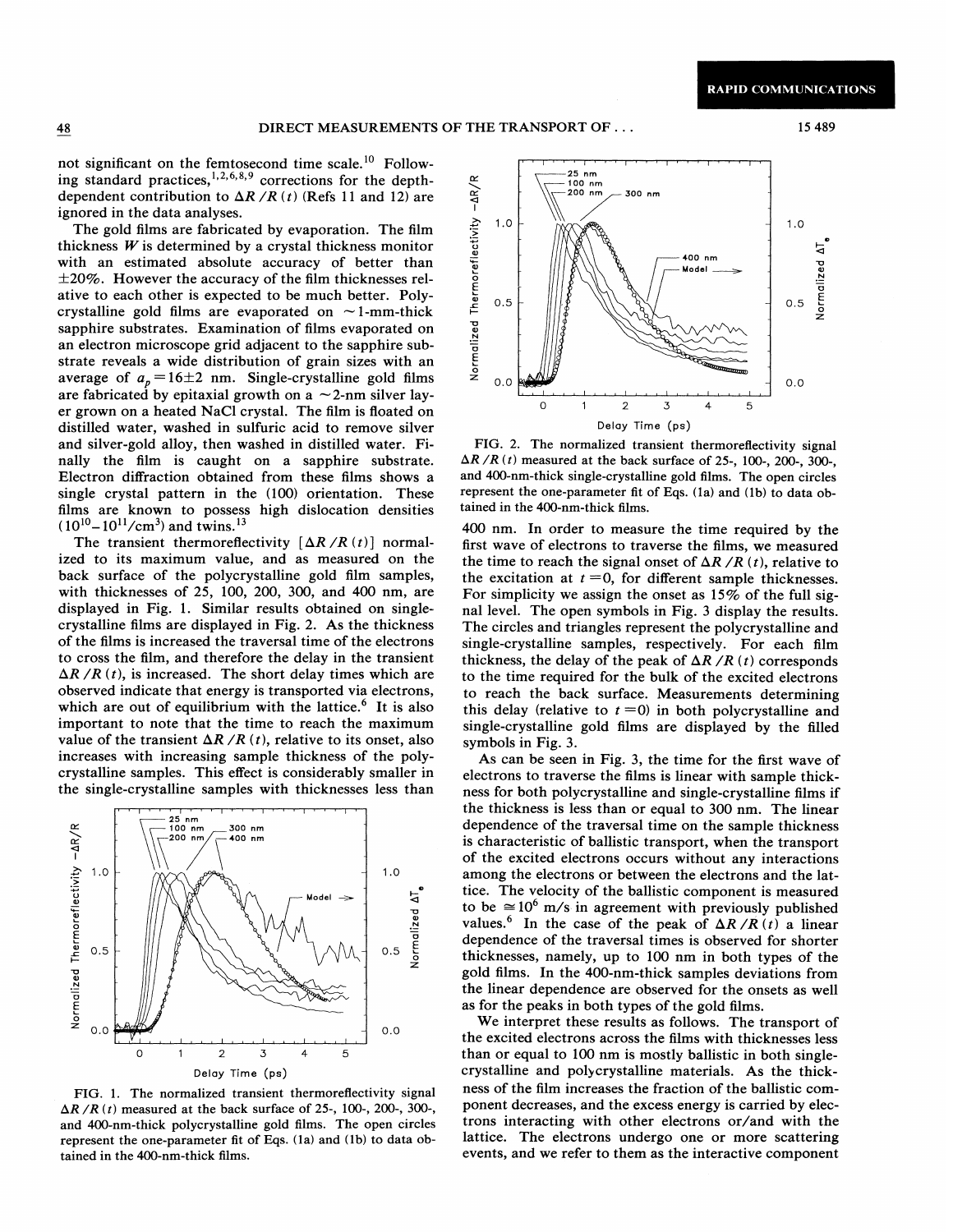not significant on the femtosecond time scale.[10] Following standard practices,[1,2,6,8,9] corrections for the depth-dependent contribution to $\Delta R/R(t)$ (Refs 11 and 12) are ignored in the data analyses.

The gold films are fabricated by evaporation. The film thickness $W$ is determined by a crystal thickness monitor with an estimated absolute accuracy of better than $\pm 20\%$. However the accuracy of the film thicknesses relative to each other is expected to be much better. Polycrystalline gold films are evaporated on $\sim$1-mm-thick sapphire substrates. Examination of films evaporated on an electron microscope grid adjacent to the sapphire substrate reveals a wide distribution of grain sizes with an average of $a_p = 16 \pm 2$ nm. Single-crystalline gold films are fabricated by epitaxial growth on a $\sim$2-nm silver layer grown on a heated NaCl crystal. The film is floated on distilled water, washed in sulfuric acid to remove silver and silver-gold alloy, then washed in distilled water. Finally the film is caught on a sapphire substrate. Electron diffraction obtained from these films shows a single crystal pattern in the (100) orientation. These films are known to possess high dislocation densities ($10^{10}$–$10^{11}/\text{cm}^3$) and twins.[13]

The transient thermoreflectivity $[\Delta R/R(t)]$ normalized to its maximum value, and as measured on the back surface of the polycrystalline gold film samples, with thicknesses of 25, 100, 200, 300, and 400 nm, are displayed in Fig. 1. Similar results obtained on single-crystalline films are displayed in Fig. 2. As the thickness of the films is increased the traversal time of the electrons to cross the film, and therefore the delay in the transient $\Delta R/R(t)$, is increased. The short delay times which are observed indicate that energy is transported via electrons, which are out of equilibrium with the lattice.[6] It is also important to note that the time to reach the maximum value of the transient $\Delta R/R(t)$, relative to its onset, also increases with increasing sample thickness of the polycrystalline samples. This effect is considerably smaller in the single-crystalline samples with thicknesses less than 400 nm. In order to measure the time required by the first wave of electrons to traverse the films, we measured the time to reach the signal onset of $\Delta R/R(t)$, relative to the excitation at $t=0$, for different sample thicknesses. For simplicity we assign the onset as 15% of the full signal level. The open symbols in Fig. 3 display the results. The circles and triangles represent the polycrystalline and single-crystalline samples, respectively. For each film thickness, the delay of the peak of $\Delta R/R(t)$ corresponds to the time required for the bulk of the excited electrons to reach the back surface. Measurements determining this delay (relative to $t=0$) in both polycrystalline and single-crystalline gold films are displayed by the filled symbols in Fig. 3.

FIG. 1. The normalized transient thermoreflectivity signal $\Delta R/R(t)$ measured at the back surface of 25-, 100-, 200-, 300-, and 400-nm-thick polycrystalline gold films. The open circles represent the one-parameter fit of Eqs. (1a) and (1b) to data obtained in the 400-nm-thick films.

FIG. 2. The normalized transient thermoreflectivity signal $\Delta R/R(t)$ measured at the back surface of 25-, 100-, 200-, 300-, and 400-nm-thick single-crystalline gold films. The open circles represent the one-parameter fit of Eqs. (1a) and (1b) to data obtained in the 400-nm-thick films.

As can be seen in Fig. 3, the time for the first wave of electrons to traverse the films is linear with sample thickness for both polycrystalline and single-crystalline films if the thickness is less than or equal to 300 nm. The linear dependence of the traversal time on the sample thickness is characteristic of ballistic transport, when the transport of the excited electrons occurs without any interactions among the electrons or between the electrons and the lattice. The velocity of the ballistic component is measured to be $\cong 10^6$ m/s in agreement with previously published values.[6] In the case of the peak of $\Delta R/R(t)$ a linear dependence of the traversal times is observed for shorter thicknesses, namely, up to 100 nm in both types of the gold films. In the 400-nm-thick samples deviations from the linear dependence are observed for the onsets as well as for the peaks in both types of the gold films.

We interpret these results as follows. The transport of the excited electrons across the films with thicknesses less than or equal to 100 nm is mostly ballistic in both single-crystalline and polycrystalline materials. As the thickness of the film increases the fraction of the ballistic component decreases, and the excess energy is carried by electrons interacting with other electrons or/and with the lattice. The electrons undergo one or more scattering events, and we refer to them as the interactive component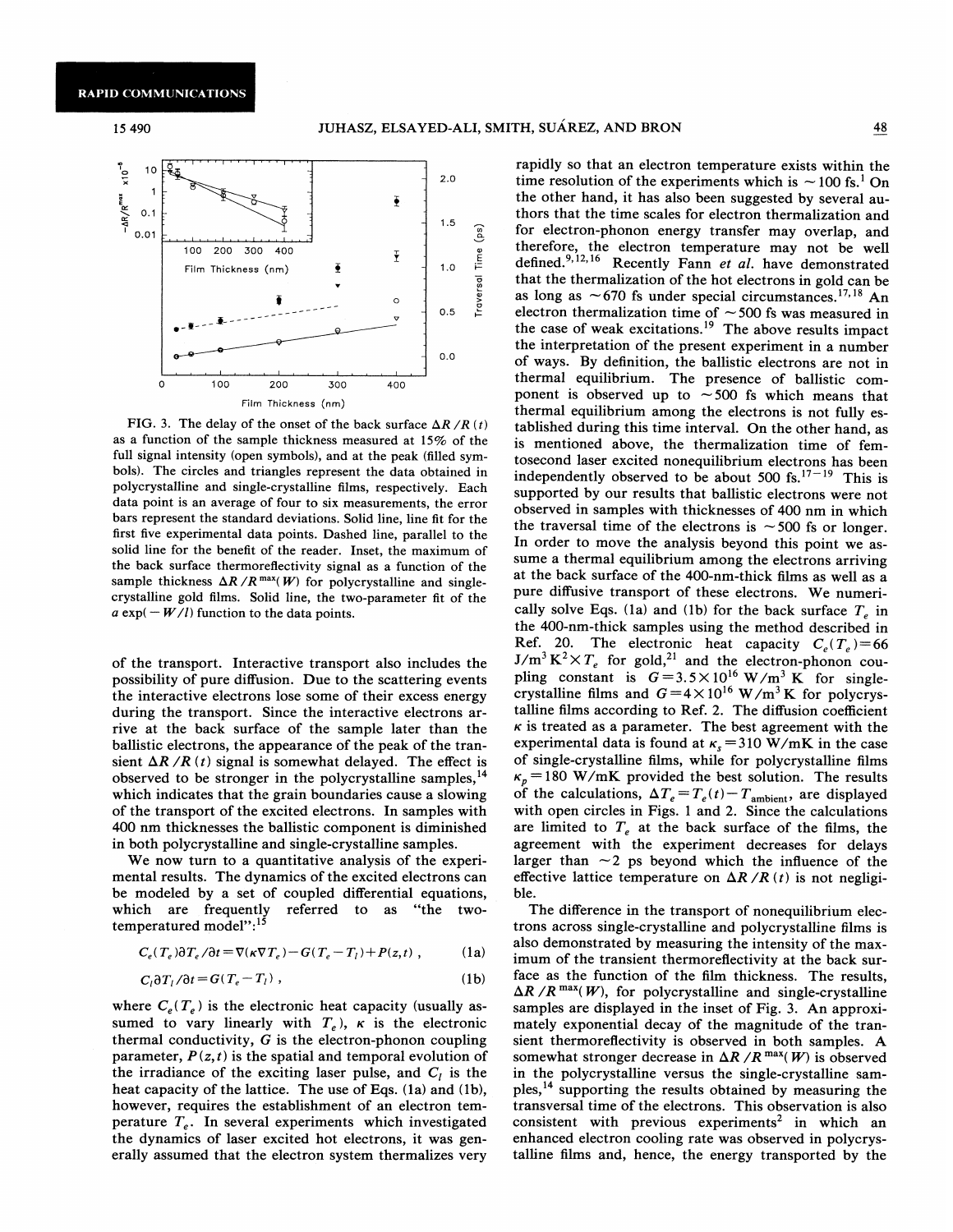FIG. 3. The delay of the onset of the back surface $\Delta R/R(t)$ as a function of the sample thickness measured at 15% of the full signal intensity (open symbols), and at the peak (filled symbols). The circles and triangles represent the data obtained in polycrystalline and single-crystalline films, respectively. Each data point is an average of four to six measurements, the error bars represent the standard deviations. Solid line, line fit for the first five experimental data points. Dashed line, parallel to the solid line for the benefit of the reader. Inset, the maximum of the back surface thermoreflectivity signal as a function of the sample thickness $\Delta R/R^{\max}(W)$ for polycrystalline and single-crystalline gold films. Solid line, the two-parameter fit of the $a\exp(-W/l)$ function to the data points.

of the transport. Interactive transport also includes the possibility of pure diffusion. Due to the scattering events the interactive electrons lose some of their excess energy during the transport. Since the interactive electrons arrive at the back surface of the sample later than the ballistic electrons, the appearance of the peak of the transient $\Delta R/R(t)$ signal is somewhat delayed. The effect is observed to be stronger in the polycrystalline samples,[14] which indicates that the grain boundaries cause a slowing of the transport of the excited electrons. In samples with 400 nm thicknesses the ballistic component is diminished in both polycrystalline and single-crystalline samples.

We now turn to a quantitative analysis of the experimental results. The dynamics of the excited electrons can be modeled by a set of coupled differential equations, which are frequently referred to as "the two-temperatured model":[15]

$$C_e(T_e)\partial T_e/\partial t = \nabla(\kappa \nabla T_e) - G(T_e - T_l) + P(z,t)\ , \tag{1a}$$

$$C_l \partial T_l/\partial t = G(T_e - T_l)\ , \tag{1b}$$

where $C_e(T_e)$ is the electronic heat capacity (usually assumed to vary linearly with $T_e$), $\kappa$ is the electronic thermal conductivity, $G$ is the electron-phonon coupling parameter, $P(z,t)$ is the spatial and temporal evolution of the irradiance of the exciting laser pulse, and $C_l$ is the heat capacity of the lattice. The use of Eqs. (1a) and (1b), however, requires the establishment of an electron temperature $T_e$. In several experiments which investigated the dynamics of laser excited hot electrons, it was generally assumed that the electron system thermalizes very rapidly so that an electron temperature exists within the time resolution of the experiments which is $\sim$100 fs.[1] On the other hand, it has also been suggested by several authors that the time scales for electron thermalization and for electron-phonon energy transfer may overlap, and therefore, the electron temperature may not be well defined.[9,12,16] Recently Fann *et al.* have demonstrated that the thermalization of the hot electrons in gold can be as long as $\sim$670 fs under special circumstances.[17,18] An electron thermalization time of $\sim$500 fs was measured in the case of weak excitations.[19] The above results impact the interpretation of the present experiment in a number of ways. By definition, the ballistic electrons are not in thermal equilibrium. The presence of ballistic component is observed up to $\sim$500 fs which means that thermal equilibrium among the electrons is not fully established during this time interval. On the other hand, as is mentioned above, the thermalization time of femtosecond laser excited nonequilibrium electrons has been independently observed to be about 500 fs.[17–19] This is supported by our results that ballistic electrons were not observed in samples with thicknesses of 400 nm in which the traversal time of the electrons is $\sim$500 fs or longer. In order to move the analysis beyond this point we assume a thermal equilibrium among the electrons arriving at the back surface of the 400-nm-thick films as well as a pure diffusive transport of these electrons. We numerically solve Eqs. (1a) and (1b) for the back surface $T_e$ in the 400-nm-thick samples using the method described in Ref. 20. The electronic heat capacity $C_e(T_e)=66$ J/m$^3$ K$^2 \times T_e$ for gold,[21] and the electron-phonon coupling constant is $G=3.5\times10^{16}$ W/m$^3$ K for single-crystalline films and $G=4\times10^{16}$ W/m$^3$ K for polycrystalline films according to Ref. 2. The diffusion coefficient $\kappa$ is treated as a parameter. The best agreement with the experimental data is found at $\kappa_s=310$ W/mK in the case of single-crystalline films, while for polycrystalline films $\kappa_p=180$ W/mK provided the best solution. The results of the calculations, $\Delta T_e = T_e(t) - T_{\text{ambient}}$, are displayed with open circles in Figs. 1 and 2. Since the calculations are limited to $T_e$ at the back surface of the films, the agreement with the experiment decreases for delays larger than $\sim$2 ps beyond which the influence of the effective lattice temperature on $\Delta R/R(t)$ is not negligible.

The difference in the transport of nonequilibrium electrons across single-crystalline and polycrystalline films is also demonstrated by measuring the intensity of the maximum of the transient thermoreflectivity at the back surface as the function of the film thickness. The results, $\Delta R/R^{\max}(W)$, for polycrystalline and single-crystalline samples are displayed in the inset of Fig. 3. An approximately exponential decay of the magnitude of the transient thermoreflectivity is observed in both samples. A somewhat stronger decrease in $\Delta R/R^{\max}(W)$ is observed in the polycrystalline versus the single-crystalline samples,[14] supporting the results obtained by measuring the transversal time of the electrons. This observation is also consistent with previous experiments[2] in which an enhanced electron cooling rate was observed in polycrystalline films and, hence, the energy transported by the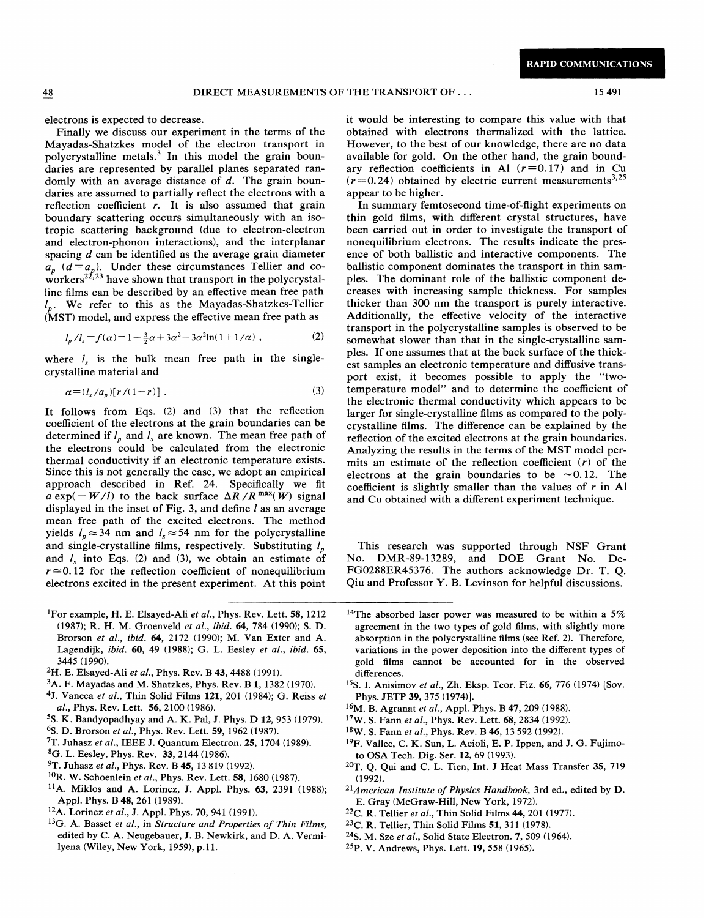electrons is expected to decrease.

Finally we discuss our experiment in the terms of the Mayadas-Shatzkes model of the electron transport in polycrystalline metals.[3] In this model the grain boundaries are represented by parallel planes separated randomly with an average distance of $d$. The grain boundaries are assumed to partially reflect the electrons with a reflection coefficient $r$. It is also assumed that grain boundary scattering occurs simultaneously with an isotropic scattering background (due to electron-electron and electron-phonon interactions), and the interplanar spacing $d$ can be identified as the average grain diameter $a_p$ ($d = a_p$). Under these circumstances Tellier and coworkers[22,23] have shown that transport in the polycrystalline films can be described by an effective mean free path $l_p$. We refer to this as the Mayadas-Shatzkes-Tellier (MST) model, and express the effective mean free path as

$$l_p / l_s = f(\alpha) = 1 - \tfrac{3}{2}\alpha + 3\alpha^2 - 3\alpha^2 \ln(1 + 1/\alpha) , \quad (2)$$

where $l_s$ is the bulk mean free path in the single-crystalline material and

$$\alpha = (l_s / a_p)[r/(1-r)] . \quad (3)$$

It follows from Eqs. (2) and (3) that the reflection coefficient of the electrons at the grain boundaries can be determined if $l_p$ and $l_s$ are known. The mean free path of the electrons could be calculated from the electronic thermal conductivity if an electronic temperature exists. Since this is not generally the case, we adopt an empirical approach described in Ref. 24. Specifically we fit $a \exp(-W/l)$ to the back surface $\Delta R / R^{\max}(W)$ signal displayed in the inset of Fig. 3, and define $l$ as an average mean free path of the excited electrons. The method yields $l_p \approx 34$ nm and $l_s \approx 54$ nm for the polycrystalline and single-crystalline films, respectively. Substituting $l_p$ and $l_s$ into Eqs. (2) and (3), we obtain an estimate of $r \cong 0.12$ for the reflection coefficient of nonequilibrium electrons excited in the present experiment. At this point it would be interesting to compare this value with that obtained with electrons thermalized with the lattice. However, to the best of our knowledge, there are no data available for gold. On the other hand, the grain boundary reflection coefficients in Al ($r = 0.17$) and in Cu ($r = 0.24$) obtained by electric current measurements[3,25] appear to be higher.

In summary femtosecond time-of-flight experiments on thin gold films, with different crystal structures, have been carried out in order to investigate the transport of nonequilibrium electrons. The results indicate the presence of both ballistic and interactive components. The ballistic component dominates the transport in thin samples. The dominant role of the ballistic component decreases with increasing sample thickness. For samples thicker than 300 nm the transport is purely interactive. Additionally, the effective velocity of the interactive transport in the polycrystalline samples is observed to be somewhat slower than that in the single-crystalline samples. If one assumes that at the back surface of the thickest samples an electronic temperature and diffusive transport exist, it becomes possible to apply the "two-temperature model" and to determine the coefficient of the electronic thermal conductivity which appears to be larger for single-crystalline films as compared to the polycrystalline films. The difference can be explained by the reflection of the excited electrons at the grain boundaries. Analyzing the results in the terms of the MST model permits an estimate of the reflection coefficient ($r$) of the electrons at the grain boundaries to be $\sim 0.12$. The coefficient is slightly smaller than the values of $r$ in Al and Cu obtained with a different experiment technique.

This research was supported through NSF Grant No. DMR-89-13289, and DOE Grant No. De-FG0288ER45376. The authors acknowledge Dr. T. Q. Qiu and Professor Y. B. Levinson for helpful discussions.

---

[1] For example, H. E. Elsayed-Ali *et al.*, Phys. Rev. Lett. **58**, 1212 (1987); R. H. M. Groenveld *et al.*, *ibid.* **64**, 784 (1990); S. D. Brorson *et al.*, *ibid.* **64**, 2172 (1990); M. Van Exter and A. Lagendijk, *ibid.* **60**, 49 (1988); G. L. Eesley *et al.*, *ibid.* **65**, 3445 (1990).

[2] H. E. Elsayed-Ali *et al.*, Phys. Rev. B **43**, 4488 (1991).

[3] A. F. Mayadas and M. Shatzkes, Phys. Rev. B **1**, 1382 (1970).

[4] J. Vaneca *et al.*, Thin Solid Films **121**, 201 (1984); G. Reiss *et al.*, Phys. Rev. Lett. **56**, 2100 (1986).

[5] S. K. Bandyopadhyay and A. K. Pal, J. Phys. D **12**, 953 (1979).

[6] S. D. Brorson *et al.*, Phys. Rev. Lett. **59**, 1962 (1987).

[7] T. Juhasz *et al.*, IEEE J. Quantum Electron. **25**, 1704 (1989).

[8] G. L. Eesley, Phys. Rev. **33**, 2144 (1986).

[9] T. Juhasz *et al.*, Phys. Rev. B **45**, 13 819 (1992).

[10] R. W. Schoenlein *et al.*, Phys. Rev. Lett. **58**, 1680 (1987).

[11] A. Miklos and A. Lorincz, J. Appl. Phys. **63**, 2391 (1988); Appl. Phys. B **48**, 261 (1989).

[12] A. Lorincz *et al.*, J. Appl. Phys. **70**, 941 (1991).

[13] G. A. Basset *et al.*, in *Structure and Properties of Thin Films*, edited by C. A. Neugebauer, J. B. Newkirk, and D. A. Vermilyena (Wiley, New York, 1959), p.11.

[14] The absorbed laser power was measured to be within a 5% agreement in the two types of gold films, with slightly more absorption in the polycrystalline films (see Ref. 2). Therefore, variations in the power deposition into the different types of gold films cannot be accounted for in the observed differences.

[15] S. I. Anisimov *et al.*, Zh. Eksp. Teor. Fiz. **66**, 776 (1974) [Sov. Phys. JETP **39**, 375 (1974)].

[16] M. B. Agranat *et al.*, Appl. Phys. B **47**, 209 (1988).

[17] W. S. Fann *et al.*, Phys. Rev. Lett. **68**, 2834 (1992).

[18] W. S. Fann *et al.*, Phys. Rev. B **46**, 13 592 (1992).

[19] F. Vallee, C. K. Sun, L. Acioli, E. P. Ippen, and J. G. Fujimoto OSA Tech. Dig. Ser. **12**, 69 (1993).

[20] T. Q. Qui and C. L. Tien, Int. J Heat Mass Transfer **35**, 719 (1992).

[21] *American Institute of Physics Handbook*, 3rd ed., edited by D. E. Gray (McGraw-Hill, New York, 1972).

[22] C. R. Tellier *et al.*, Thin Solid Films **44**, 201 (1977).

[23] C. R. Tellier, Thin Solid Films **51**, 311 (1978).

[24] S. M. Sze *et al.*, Solid State Electron. **7**, 509 (1964).

[25] P. V. Andrews, Phys. Lett. **19**, 558 (1965).